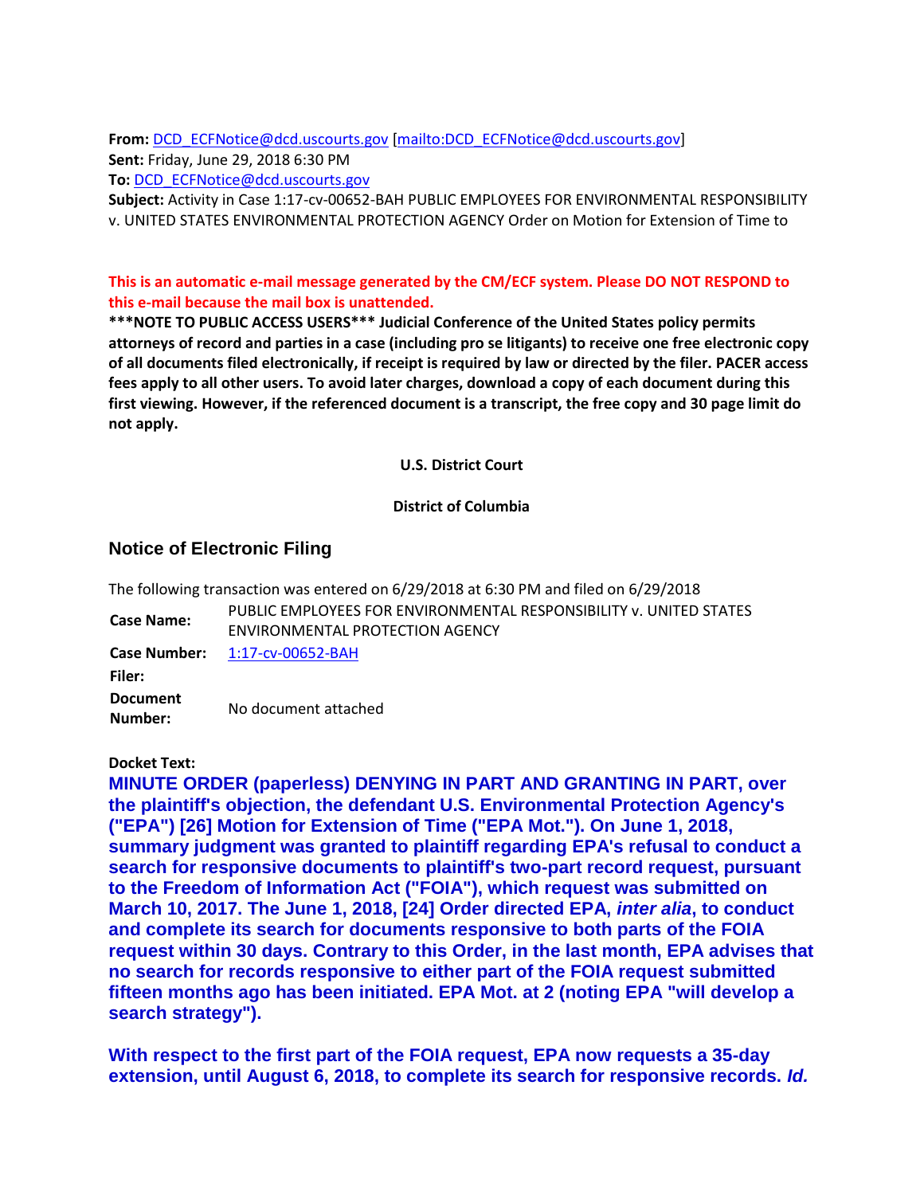**From:** DCD_ECFNotice@dcd.uscourts.gov [mailto:DCD_ECFNotice@dcd.uscourts.gov]
**Sent:** Friday, June 29, 2018 6:30 PM
**To:** DCD_ECFNotice@dcd.uscourts.gov
**Subject:** Activity in Case 1:17-cv-00652-BAH PUBLIC EMPLOYEES FOR ENVIRONMENTAL RESPONSIBILITY v. UNITED STATES ENVIRONMENTAL PROTECTION AGENCY Order on Motion for Extension of Time to

**This is an automatic e-mail message generated by the CM/ECF system. Please DO NOT RESPOND to this e-mail because the mail box is unattended.**
**\*\*\*NOTE TO PUBLIC ACCESS USERS\*\*\* Judicial Conference of the United States policy permits attorneys of record and parties in a case (including pro se litigants) to receive one free electronic copy of all documents filed electronically, if receipt is required by law or directed by the filer. PACER access fees apply to all other users. To avoid later charges, download a copy of each document during this first viewing. However, if the referenced document is a transcript, the free copy and 30 page limit do not apply.**

**U.S. District Court**

**District of Columbia**

## Notice of Electronic Filing

The following transaction was entered on 6/29/2018 at 6:30 PM and filed on 6/29/2018

| | |
|---|---|
| **Case Name:** | PUBLIC EMPLOYEES FOR ENVIRONMENTAL RESPONSIBILITY v. UNITED STATES ENVIRONMENTAL PROTECTION AGENCY |
| **Case Number:** | 1:17-cv-00652-BAH |
| **Filer:** | |
| **Document Number:** | No document attached |

**Docket Text:**

**MINUTE ORDER (paperless) DENYING IN PART AND GRANTING IN PART, over the plaintiff's objection, the defendant U.S. Environmental Protection Agency's ("EPA") [26] Motion for Extension of Time ("EPA Mot."). On June 1, 2018, summary judgment was granted to plaintiff regarding EPA's refusal to conduct a search for responsive documents to plaintiff's two-part record request, pursuant to the Freedom of Information Act ("FOIA"), which request was submitted on March 10, 2017. The June 1, 2018, [24] Order directed EPA, *inter alia*, to conduct and complete its search for documents responsive to both parts of the FOIA request within 30 days. Contrary to this Order, in the last month, EPA advises that no search for records responsive to either part of the FOIA request submitted fifteen months ago has been initiated. EPA Mot. at 2 (noting EPA "will develop a search strategy").**

**With respect to the first part of the FOIA request, EPA now requests a 35-day extension, until August 6, 2018, to complete its search for responsive records. *Id.***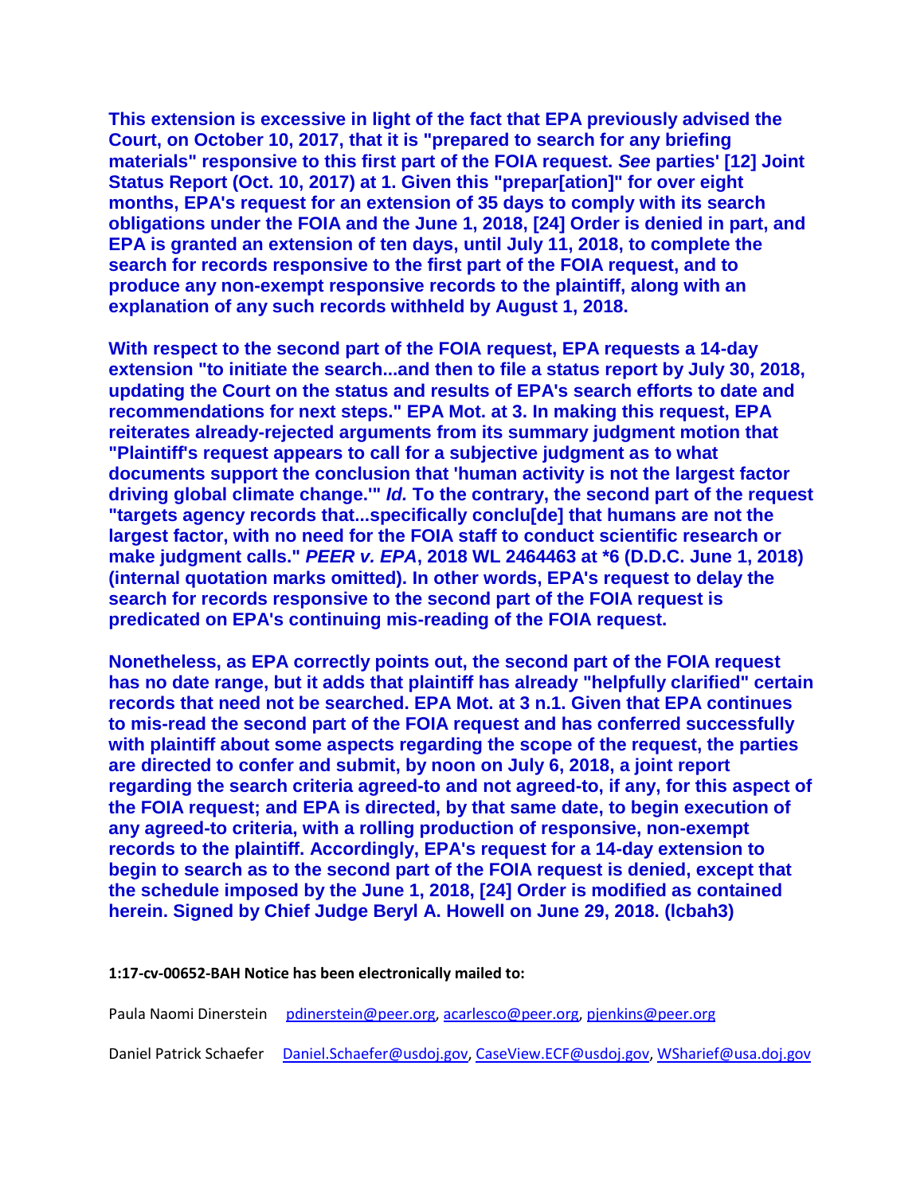**This extension is excessive in light of the fact that EPA previously advised the Court, on October 10, 2017, that it is "prepared to search for any briefing materials" responsive to this first part of the FOIA request. *See* parties' [12] Joint Status Report (Oct. 10, 2017) at 1. Given this "prepar[ation]" for over eight months, EPA's request for an extension of 35 days to comply with its search obligations under the FOIA and the June 1, 2018, [24] Order is denied in part, and EPA is granted an extension of ten days, until July 11, 2018, to complete the search for records responsive to the first part of the FOIA request, and to produce any non-exempt responsive records to the plaintiff, along with an explanation of any such records withheld by August 1, 2018.**

**With respect to the second part of the FOIA request, EPA requests a 14-day extension "to initiate the search...and then to file a status report by July 30, 2018, updating the Court on the status and results of EPA's search efforts to date and recommendations for next steps." EPA Mot. at 3. In making this request, EPA reiterates already-rejected arguments from its summary judgment motion that "Plaintiff's request appears to call for a subjective judgment as to what documents support the conclusion that 'human activity is not the largest factor driving global climate change.'" *Id.* To the contrary, the second part of the request "targets agency records that...specifically conclu[de] that humans are not the largest factor, with no need for the FOIA staff to conduct scientific research or make judgment calls." *PEER v. EPA*, 2018 WL 2464463 at *6 (D.D.C. June 1, 2018) (internal quotation marks omitted). In other words, EPA's request to delay the search for records responsive to the second part of the FOIA request is predicated on EPA's continuing mis-reading of the FOIA request.**

**Nonetheless, as EPA correctly points out, the second part of the FOIA request has no date range, but it adds that plaintiff has already "helpfully clarified" certain records that need not be searched. EPA Mot. at 3 n.1. Given that EPA continues to mis-read the second part of the FOIA request and has conferred successfully with plaintiff about some aspects regarding the scope of the request, the parties are directed to confer and submit, by noon on July 6, 2018, a joint report regarding the search criteria agreed-to and not agreed-to, if any, for this aspect of the FOIA request; and EPA is directed, by that same date, to begin execution of any agreed-to criteria, with a rolling production of responsive, non-exempt records to the plaintiff. Accordingly, EPA's request for a 14-day extension to begin to search as to the second part of the FOIA request is denied, except that the schedule imposed by the June 1, 2018, [24] Order is modified as contained herein. Signed by Chief Judge Beryl A. Howell on June 29, 2018. (lcbah3)**

**1:17-cv-00652-BAH Notice has been electronically mailed to:**

Paula Naomi Dinerstein pdinerstein@peer.org, acarlesco@peer.org, pjenkins@peer.org

Daniel Patrick Schaefer Daniel.Schaefer@usdoj.gov, CaseView.ECF@usdoj.gov, WSharief@usa.doj.gov